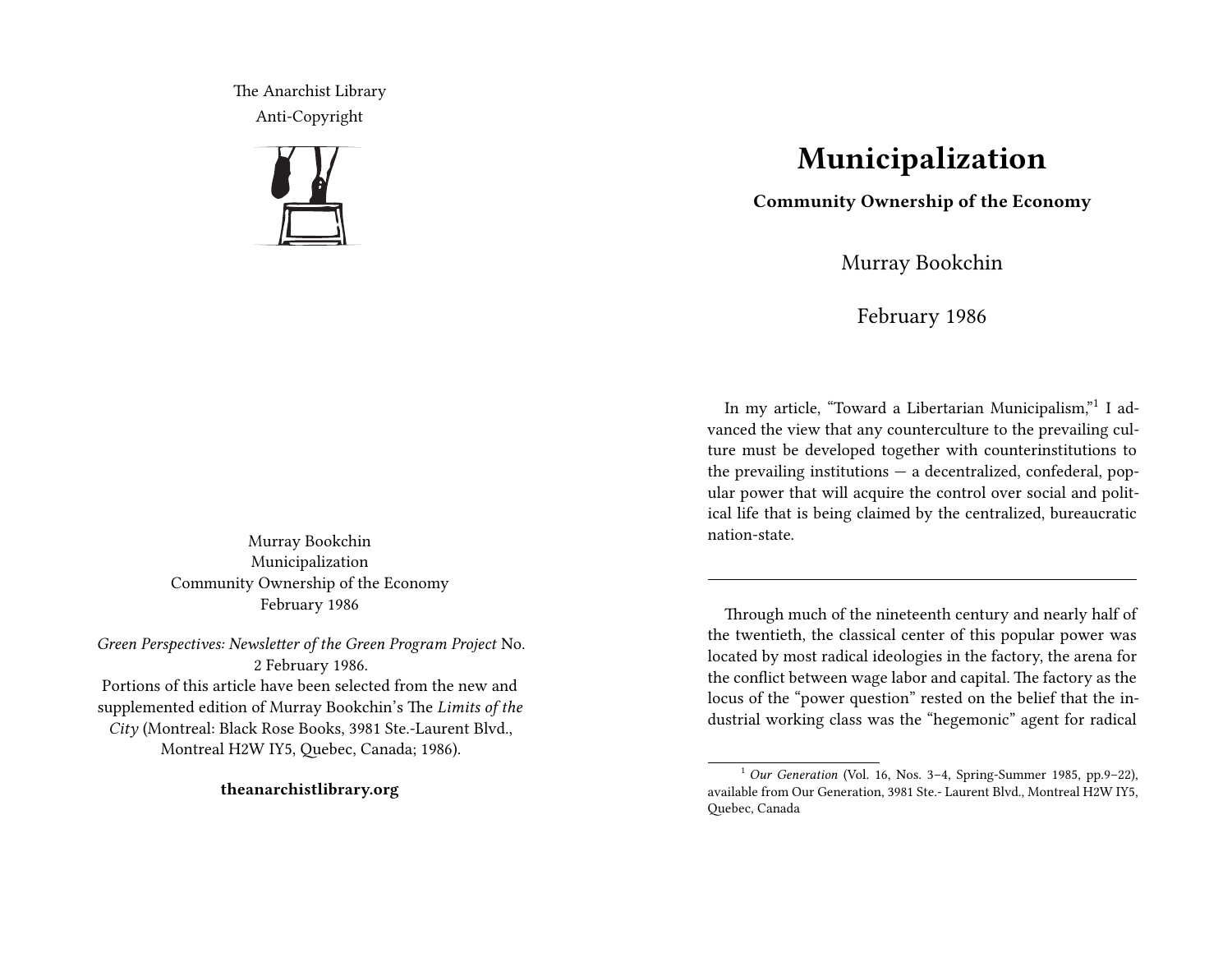The Anarchist Library
Anti-Copyright

Murray Bookchin
Municipalization
Community Ownership of the Economy
February 1986

*Green Perspectives: Newsletter of the Green Program Project* No. 2 February 1986.
Portions of this article have been selected from the new and supplemented edition of Murray Bookchin's The *Limits of the City* (Montreal: Black Rose Books, 3981 Ste.-Laurent Blvd., Montreal H2W IY5, Quebec, Canada; 1986).

**theanarchistlibrary.org**

# Municipalization

**Community Ownership of the Economy**

Murray Bookchin

February 1986

In my article, "Toward a Libertarian Municipalism,"[1] I advanced the view that any counterculture to the prevailing culture must be developed together with counterinstitutions to the prevailing institutions — a decentralized, confederal, popular power that will acquire the control over social and political life that is being claimed by the centralized, bureaucratic nation-state.

---

Through much of the nineteenth century and nearly half of the twentieth, the classical center of this popular power was located by most radical ideologies in the factory, the arena for the conflict between wage labor and capital. The factory as the locus of the "power question" rested on the belief that the industrial working class was the "hegemonic" agent for radical

[1] *Our Generation* (Vol. 16, Nos. 3–4, Spring-Summer 1985, pp.9–22), available from Our Generation, 3981 Ste.- Laurent Blvd., Montreal H2W IY5, Quebec, Canada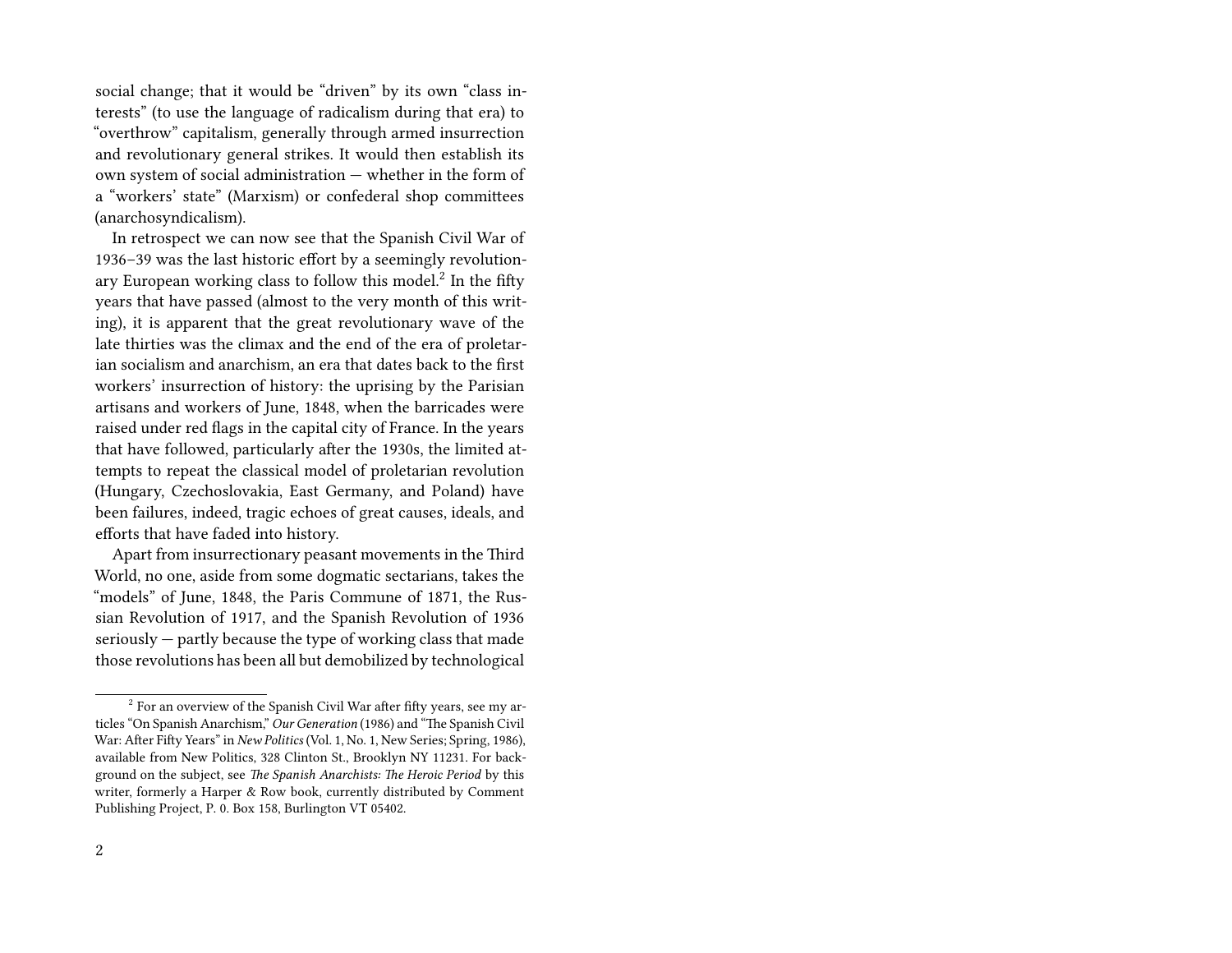social change; that it would be "driven" by its own "class interests" (to use the language of radicalism during that era) to "overthrow" capitalism, generally through armed insurrection and revolutionary general strikes. It would then establish its own system of social administration — whether in the form of a "workers' state" (Marxism) or confederal shop committees (anarchosyndicalism).

In retrospect we can now see that the Spanish Civil War of 1936–39 was the last historic effort by a seemingly revolutionary European working class to follow this model.[2] In the fifty years that have passed (almost to the very month of this writing), it is apparent that the great revolutionary wave of the late thirties was the climax and the end of the era of proletarian socialism and anarchism, an era that dates back to the first workers' insurrection of history: the uprising by the Parisian artisans and workers of June, 1848, when the barricades were raised under red flags in the capital city of France. In the years that have followed, particularly after the 1930s, the limited attempts to repeat the classical model of proletarian revolution (Hungary, Czechoslovakia, East Germany, and Poland) have been failures, indeed, tragic echoes of great causes, ideals, and efforts that have faded into history.

Apart from insurrectionary peasant movements in the Third World, no one, aside from some dogmatic sectarians, takes the "models" of June, 1848, the Paris Commune of 1871, the Russian Revolution of 1917, and the Spanish Revolution of 1936 seriously — partly because the type of working class that made those revolutions has been all but demobilized by technological

---

[2] For an overview of the Spanish Civil War after fifty years, see my articles "On Spanish Anarchism," *Our Generation* (1986) and "The Spanish Civil War: After Fifty Years" in *New Politics* (Vol. 1, No. 1, New Series; Spring, 1986), available from New Politics, 328 Clinton St., Brooklyn NY 11231. For background on the subject, see *The Spanish Anarchists: The Heroic Period* by this writer, formerly a Harper & Row book, currently distributed by Comment Publishing Project, P. 0. Box 158, Burlington VT 05402.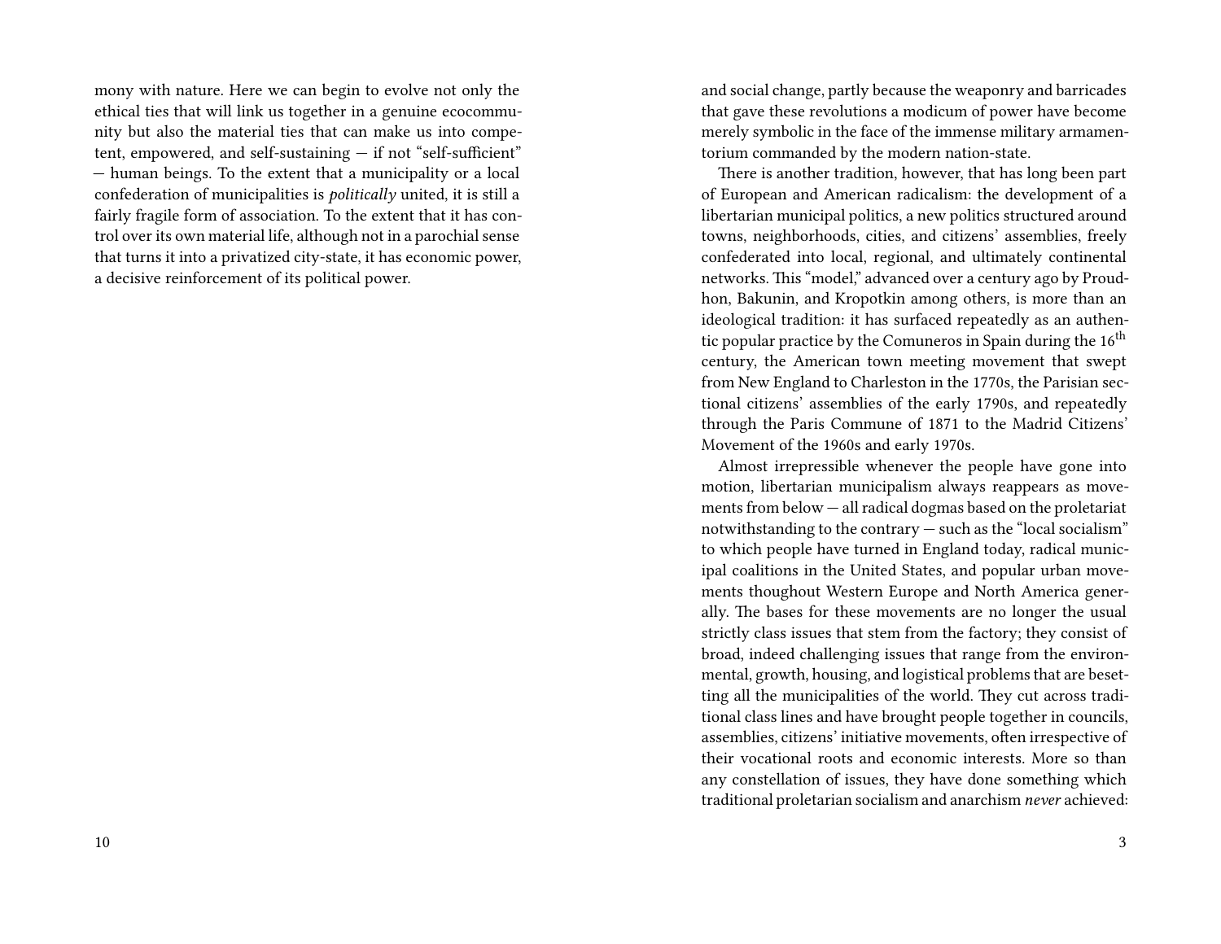mony with nature. Here we can begin to evolve not only the ethical ties that will link us together in a genuine ecocommunity but also the material ties that can make us into competent, empowered, and self-sustaining — if not "self-sufficient" — human beings. To the extent that a municipality or a local confederation of municipalities is *politically* united, it is still a fairly fragile form of association. To the extent that it has control over its own material life, although not in a parochial sense that turns it into a privatized city-state, it has economic power, a decisive reinforcement of its political power.

and social change, partly because the weaponry and barricades that gave these revolutions a modicum of power have become merely symbolic in the face of the immense military armamentorium commanded by the modern nation-state.

There is another tradition, however, that has long been part of European and American radicalism: the development of a libertarian municipal politics, a new politics structured around towns, neighborhoods, cities, and citizens' assemblies, freely confederated into local, regional, and ultimately continental networks. This "model," advanced over a century ago by Proudhon, Bakunin, and Kropotkin among others, is more than an ideological tradition: it has surfaced repeatedly as an authentic popular practice by the Comuneros in Spain during the 16th century, the American town meeting movement that swept from New England to Charleston in the 1770s, the Parisian sectional citizens' assemblies of the early 1790s, and repeatedly through the Paris Commune of 1871 to the Madrid Citizens' Movement of the 1960s and early 1970s.

Almost irrepressible whenever the people have gone into motion, libertarian municipalism always reappears as movements from below — all radical dogmas based on the proletariat notwithstanding to the contrary — such as the "local socialism" to which people have turned in England today, radical municipal coalitions in the United States, and popular urban movements thoughout Western Europe and North America generally. The bases for these movements are no longer the usual strictly class issues that stem from the factory; they consist of broad, indeed challenging issues that range from the environmental, growth, housing, and logistical problems that are besetting all the municipalities of the world. They cut across traditional class lines and have brought people together in councils, assemblies, citizens' initiative movements, often irrespective of their vocational roots and economic interests. More so than any constellation of issues, they have done something which traditional proletarian socialism and anarchism *never* achieved: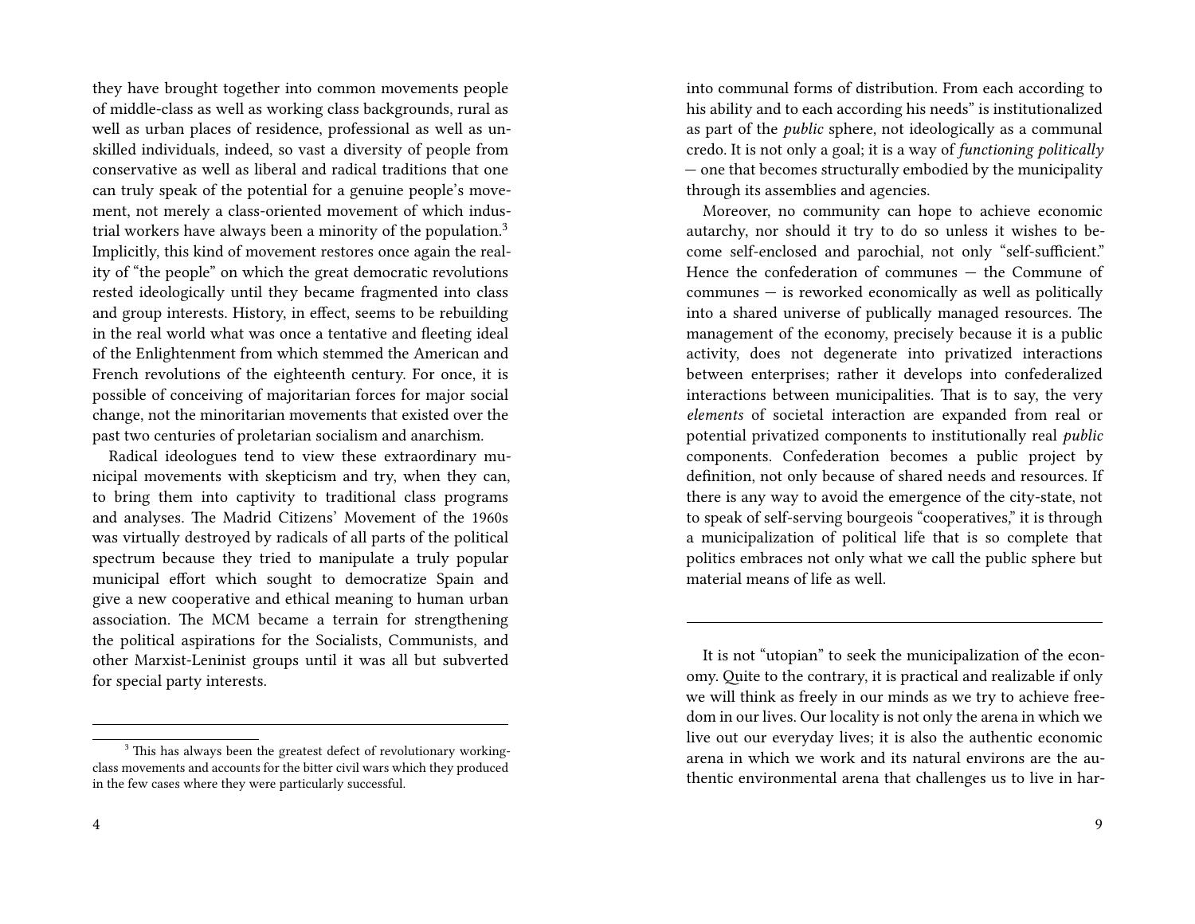they have brought together into common movements people of middle-class as well as working class backgrounds, rural as well as urban places of residence, professional as well as unskilled individuals, indeed, so vast a diversity of people from conservative as well as liberal and radical traditions that one can truly speak of the potential for a genuine people's movement, not merely a class-oriented movement of which industrial workers have always been a minority of the population.[3] Implicitly, this kind of movement restores once again the reality of "the people" on which the great democratic revolutions rested ideologically until they became fragmented into class and group interests. History, in effect, seems to be rebuilding in the real world what was once a tentative and fleeting ideal of the Enlightenment from which stemmed the American and French revolutions of the eighteenth century. For once, it is possible of conceiving of majoritarian forces for major social change, not the minoritarian movements that existed over the past two centuries of proletarian socialism and anarchism.

Radical ideologues tend to view these extraordinary municipal movements with skepticism and try, when they can, to bring them into captivity to traditional class programs and analyses. The Madrid Citizens' Movement of the 1960s was virtually destroyed by radicals of all parts of the political spectrum because they tried to manipulate a truly popular municipal effort which sought to democratize Spain and give a new cooperative and ethical meaning to human urban association. The MCM became a terrain for strengthening the political aspirations for the Socialists, Communists, and other Marxist-Leninist groups until it was all but subverted for special party interests.

---

[3] This has always been the greatest defect of revolutionary working-class movements and accounts for the bitter civil wars which they produced in the few cases where they were particularly successful.

into communal forms of distribution. From each according to his ability and to each according his needs" is institutionalized as part of the *public* sphere, not ideologically as a communal credo. It is not only a goal; it is a way of *functioning politically* — one that becomes structurally embodied by the municipality through its assemblies and agencies.

Moreover, no community can hope to achieve economic autarchy, nor should it try to do so unless it wishes to become self-enclosed and parochial, not only "self-sufficient." Hence the confederation of communes — the Commune of communes — is reworked economically as well as politically into a shared universe of publically managed resources. The management of the economy, precisely because it is a public activity, does not degenerate into privatized interactions between enterprises; rather it develops into confederalized interactions between municipalities. That is to say, the very *elements* of societal interaction are expanded from real or potential privatized components to institutionally real *public* components. Confederation becomes a public project by definition, not only because of shared needs and resources. If there is any way to avoid the emergence of the city-state, not to speak of self-serving bourgeois "cooperatives," it is through a municipalization of political life that is so complete that politics embraces not only what we call the public sphere but material means of life as well.

---

It is not "utopian" to seek the municipalization of the economy. Quite to the contrary, it is practical and realizable if only we will think as freely in our minds as we try to achieve freedom in our lives. Our locality is not only the arena in which we live out our everyday lives; it is also the authentic economic arena in which we work and its natural environs are the authentic environmental arena that challenges us to live in har-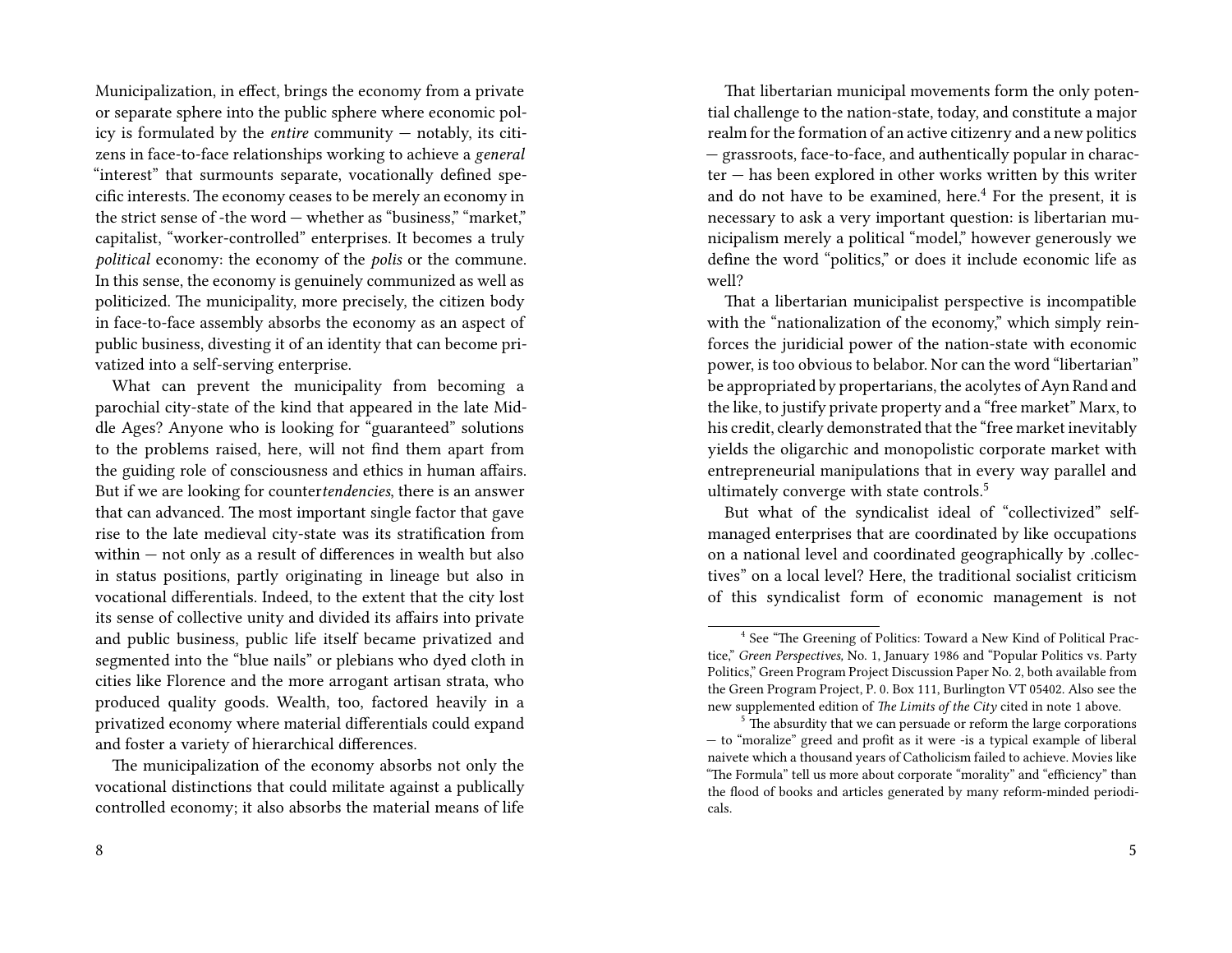Municipalization, in effect, brings the economy from a private or separate sphere into the public sphere where economic policy is formulated by the *entire* community — notably, its citizens in face-to-face relationships working to achieve a *general* "interest" that surmounts separate, vocationally defined specific interests. The economy ceases to be merely an economy in the strict sense of -the word — whether as "business," "market," capitalist, "worker-controlled" enterprises. It becomes a truly *political* economy: the economy of the *polis* or the commune. In this sense, the economy is genuinely communized as well as politicized. The municipality, more precisely, the citizen body in face-to-face assembly absorbs the economy as an aspect of public business, divesting it of an identity that can become privatized into a self-serving enterprise.

What can prevent the municipality from becoming a parochial city-state of the kind that appeared in the late Middle Ages? Anyone who is looking for "guaranteed" solutions to the problems raised, here, will not find them apart from the guiding role of consciousness and ethics in human affairs. But if we are looking for counter*tendencies*, there is an answer that can advanced. The most important single factor that gave rise to the late medieval city-state was its stratification from within — not only as a result of differences in wealth but also in status positions, partly originating in lineage but also in vocational differentials. Indeed, to the extent that the city lost its sense of collective unity and divided its affairs into private and public business, public life itself became privatized and segmented into the "blue nails" or plebians who dyed cloth in cities like Florence and the more arrogant artisan strata, who produced quality goods. Wealth, too, factored heavily in a privatized economy where material differentials could expand and foster a variety of hierarchical differences.

The municipalization of the economy absorbs not only the vocational distinctions that could militate against a publically controlled economy; it also absorbs the material means of life

That libertarian municipal movements form the only potential challenge to the nation-state, today, and constitute a major realm for the formation of an active citizenry and a new politics — grassroots, face-to-face, and authentically popular in character — has been explored in other works written by this writer and do not have to be examined, here.[4] For the present, it is necessary to ask a very important question: is libertarian municipalism merely a political "model," however generously we define the word "politics," or does it include economic life as well?

That a libertarian municipalist perspective is incompatible with the "nationalization of the economy," which simply reinforces the juridicial power of the nation-state with economic power, is too obvious to belabor. Nor can the word "libertarian" be appropriated by propertarians, the acolytes of Ayn Rand and the like, to justify private property and a "free market" Marx, to his credit, clearly demonstrated that the "free market inevitably yields the oligarchic and monopolistic corporate market with entrepreneurial manipulations that in every way parallel and ultimately converge with state controls.[5]

But what of the syndicalist ideal of "collectivized" self-managed enterprises that are coordinated by like occupations on a national level and coordinated geographically by .collectives" on a local level? Here, the traditional socialist criticism of this syndicalist form of economic management is not

[4] See "The Greening of Politics: Toward a New Kind of Political Practice," *Green Perspectives,* No. 1, January 1986 and "Popular Politics vs. Party Politics," Green Program Project Discussion Paper No. 2, both available from the Green Program Project, P. 0. Box 111, Burlington VT 05402. Also see the new supplemented edition of *The Limits of the City* cited in note 1 above.

[5] The absurdity that we can persuade or reform the large corporations — to "moralize" greed and profit as it were -is a typical example of liberal naivete which a thousand years of Catholicism failed to achieve. Movies like "The Formula" tell us more about corporate "morality" and "efficiency" than the flood of books and articles generated by many reform-minded periodicals.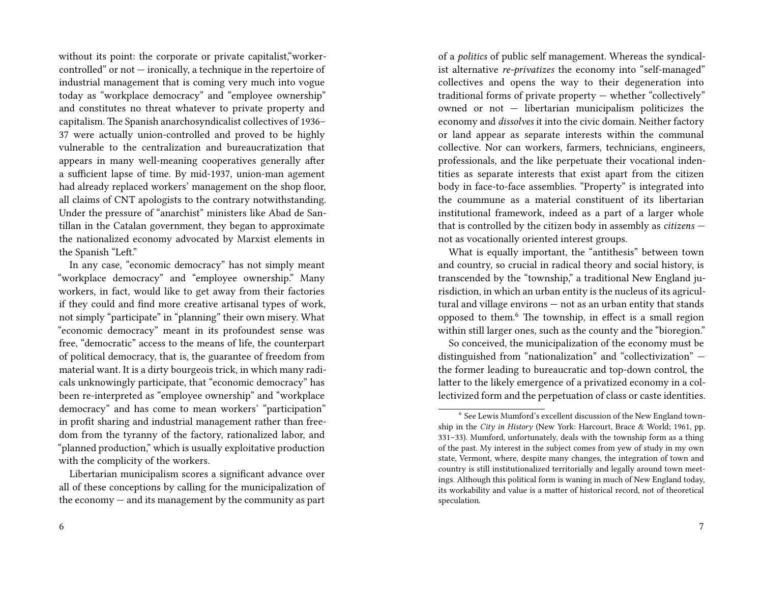without its point: the corporate or private capitalist,"worker-controlled" or not — ironically, a technique in the repertoire of industrial management that is coming very much into vogue today as "workplace democracy" and "employee ownership" and constitutes no threat whatever to private property and capitalism. The Spanish anarchosyndicalist collectives of 1936–37 were actually union-controlled and proved to be highly vulnerable to the centralization and bureaucratization that appears in many well-meaning cooperatives generally after a sufficient lapse of time. By mid-1937, union-man agement had already replaced workers' management on the shop floor, all claims of CNT apologists to the contrary notwithstanding. Under the pressure of "anarchist" ministers like Abad de Santillan in the Catalan government, they began to approximate the nationalized economy advocated by Marxist elements in the Spanish "Left."

In any case, "economic democracy" has not simply meant "workplace democracy" and "employee ownership." Many workers, in fact, would like to get away from their factories if they could and find more creative artisanal types of work, not simply "participate" in "planning" their own misery. What "economic democracy" meant in its profoundest sense was free, "democratic" access to the means of life, the counterpart of political democracy, that is, the guarantee of freedom from material want. It is a dirty bourgeois trick, in which many radicals unknowingly participate, that "economic democracy" has been re-interpreted as "employee ownership" and "workplace democracy" and has come to mean workers' "participation" in profit sharing and industrial management rather than freedom from the tyranny of the factory, rationalized labor, and "planned production," which is usually exploitative production with the complicity of the workers.

Libertarian municipalism scores a significant advance over all of these conceptions by calling for the municipalization of the economy — and its management by the community as part of a *politics* of public self management. Whereas the syndicalist alternative *re-privatizes* the economy into "self-managed" collectives and opens the way to their degeneration into traditional forms of private property — whether "collectively" owned or not — libertarian municipalism politicizes the economy and *dissolves* it into the civic domain. Neither factory or land appear as separate interests within the communal collective. Nor can workers, farmers, technicians, engineers, professionals, and the like perpetuate their vocational indentities as separate interests that exist apart from the citizen body in face-to-face assemblies. "Property" is integrated into the coummune as a material constituent of its libertarian institutional framework, indeed as a part of a larger whole that is controlled by the citizen body in assembly as *citizens* — not as vocationally oriented interest groups.

What is equally important, the "antithesis" between town and country, so crucial in radical theory and social history, is transcended by the "township," a traditional New England jurisdiction, in which an urban entity is the nucleus of its agricultural and village environs — not as an urban entity that stands opposed to them.[6] The township, in effect is a small region within still larger ones, such as the county and the "bioregion."

So conceived, the municipalization of the economy must be distinguished from "nationalization" and "collectivization" — the former leading to bureaucratic and top-down control, the latter to the likely emergence of a privatized economy in a collectivized form and the perpetuation of class or caste identities.

[6] See Lewis Mumford's excellent discussion of the New England township in the *City in History* (New York: Harcourt, Brace & World; 1961, pp. 331–33). Mumford, unfortunately, deals with the township form as a thing of the past. My interest in the subject comes from yew of study in my own state, Vermont, where, despite many changes, the integration of town and country is still institutionalized territorially and legally around town meetings. Although this political form is waning in much of New England today, its workability and value is a matter of historical record, not of theoretical speculation.